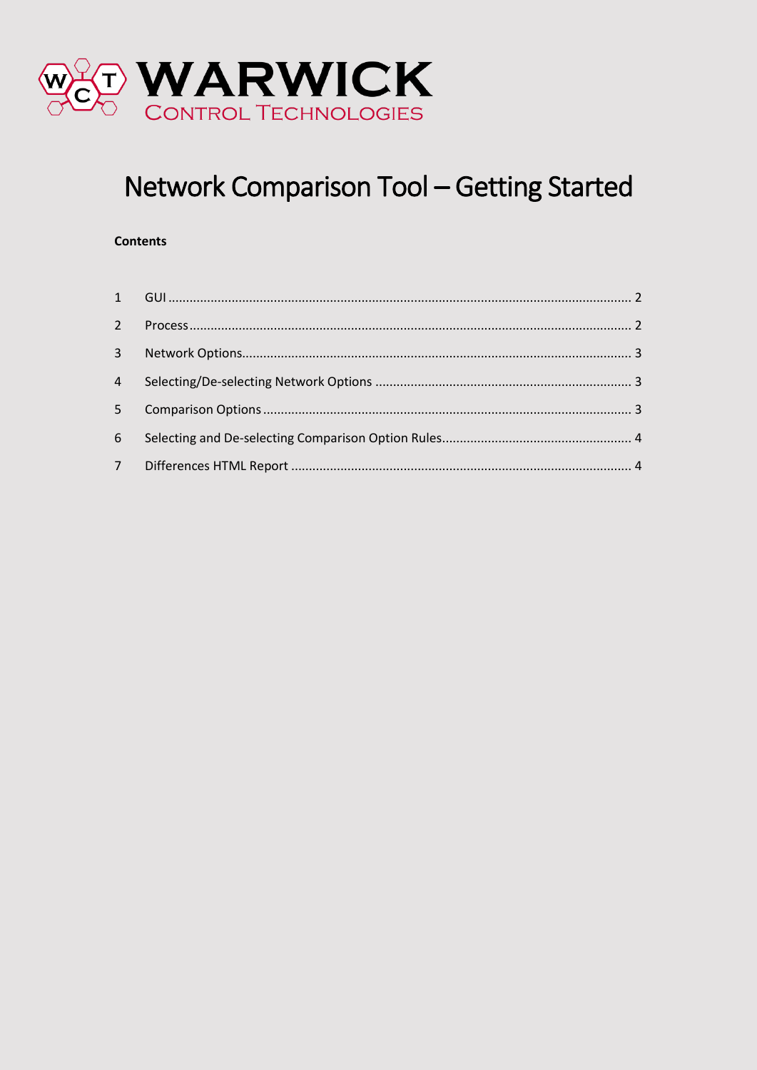WARWICK
CONTROL TECHNOLOGIES

# Network Comparison Tool – Getting Started

**Contents**

| | | |
|---|---|---|
| 1 | GUI | 2 |
| 2 | Process | 2 |
| 3 | Network Options | 3 |
| 4 | Selecting/De-selecting Network Options | 3 |
| 5 | Comparison Options | 3 |
| 6 | Selecting and De-selecting Comparison Option Rules | 4 |
| 7 | Differences HTML Report | 4 |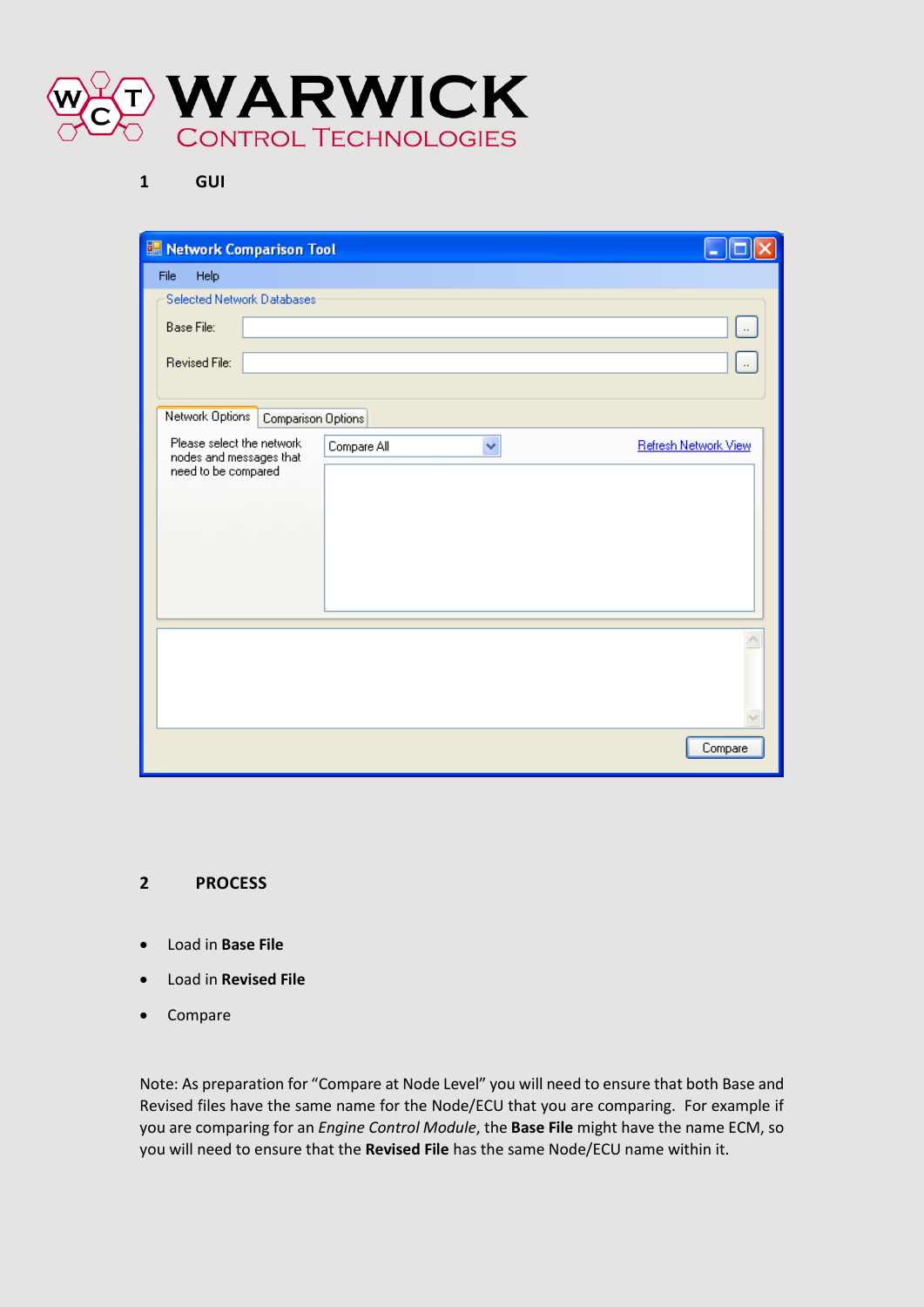## 1 GUI

## 2 PROCESS

- Load in **Base File**
- Load in **Revised File**
- Compare

Note: As preparation for "Compare at Node Level" you will need to ensure that both Base and Revised files have the same name for the Node/ECU that you are comparing. For example if you are comparing for an *Engine Control Module*, the **Base File** might have the name ECM, so you will need to ensure that the **Revised File** has the same Node/ECU name within it.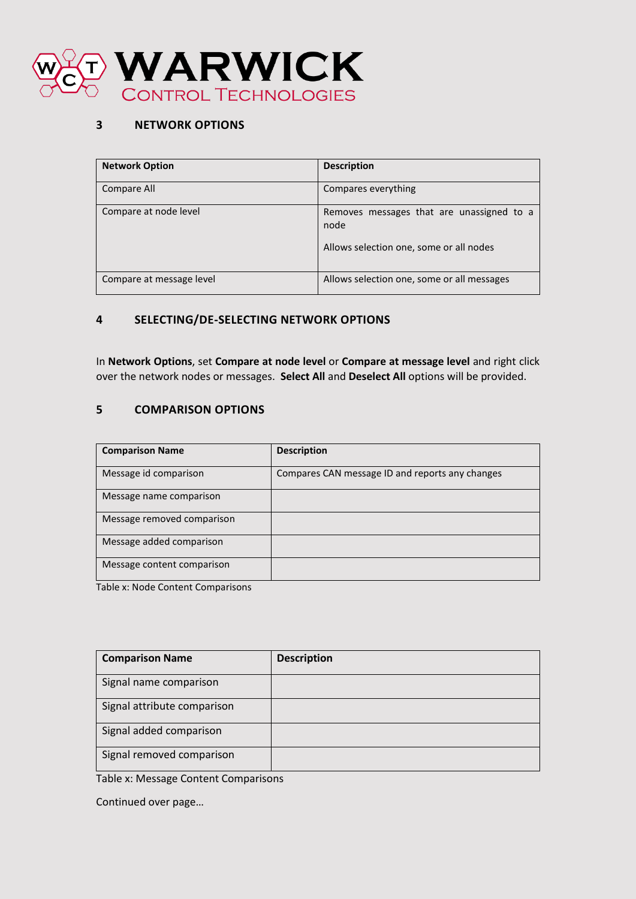## 3 NETWORK OPTIONS

| Network Option | Description |
|---|---|
| Compare All | Compares everything |
| Compare at node level | Removes messages that are unassigned to a node<br><br>Allows selection one, some or all nodes |
| Compare at message level | Allows selection one, some or all messages |

## 4 SELECTING/DE-SELECTING NETWORK OPTIONS

In **Network Options**, set **Compare at node level** or **Compare at message level** and right click over the network nodes or messages. **Select All** and **Deselect All** options will be provided.

## 5 COMPARISON OPTIONS

| Comparison Name | Description |
|---|---|
| Message id comparison | Compares CAN message ID and reports any changes |
| Message name comparison | |
| Message removed comparison | |
| Message added comparison | |
| Message content comparison | |

Table x: Node Content Comparisons

| Comparison Name | Description |
|---|---|
| Signal name comparison | |
| Signal attribute comparison | |
| Signal added comparison | |
| Signal removed comparison | |

Table x: Message Content Comparisons

Continued over page…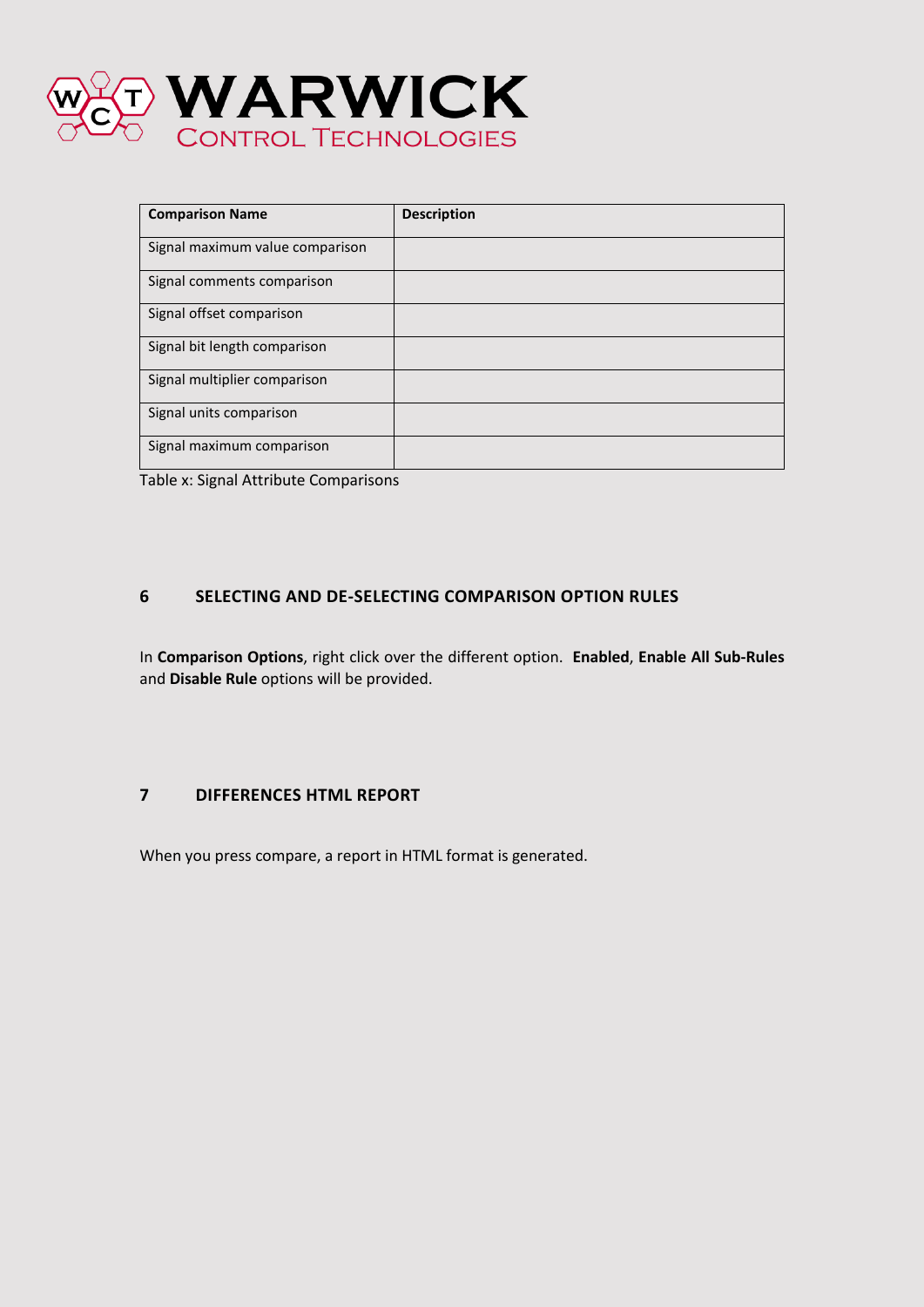| Comparison Name | Description |
| --- | --- |
| Signal maximum value comparison | |
| Signal comments comparison | |
| Signal offset comparison | |
| Signal bit length comparison | |
| Signal multiplier comparison | |
| Signal units comparison | |
| Signal maximum comparison | |

Table x: Signal Attribute Comparisons

## 6 SELECTING AND DE-SELECTING COMPARISON OPTION RULES

In **Comparison Options**, right click over the different option. **Enabled**, **Enable All Sub-Rules** and **Disable Rule** options will be provided.

## 7 DIFFERENCES HTML REPORT

When you press compare, a report in HTML format is generated.